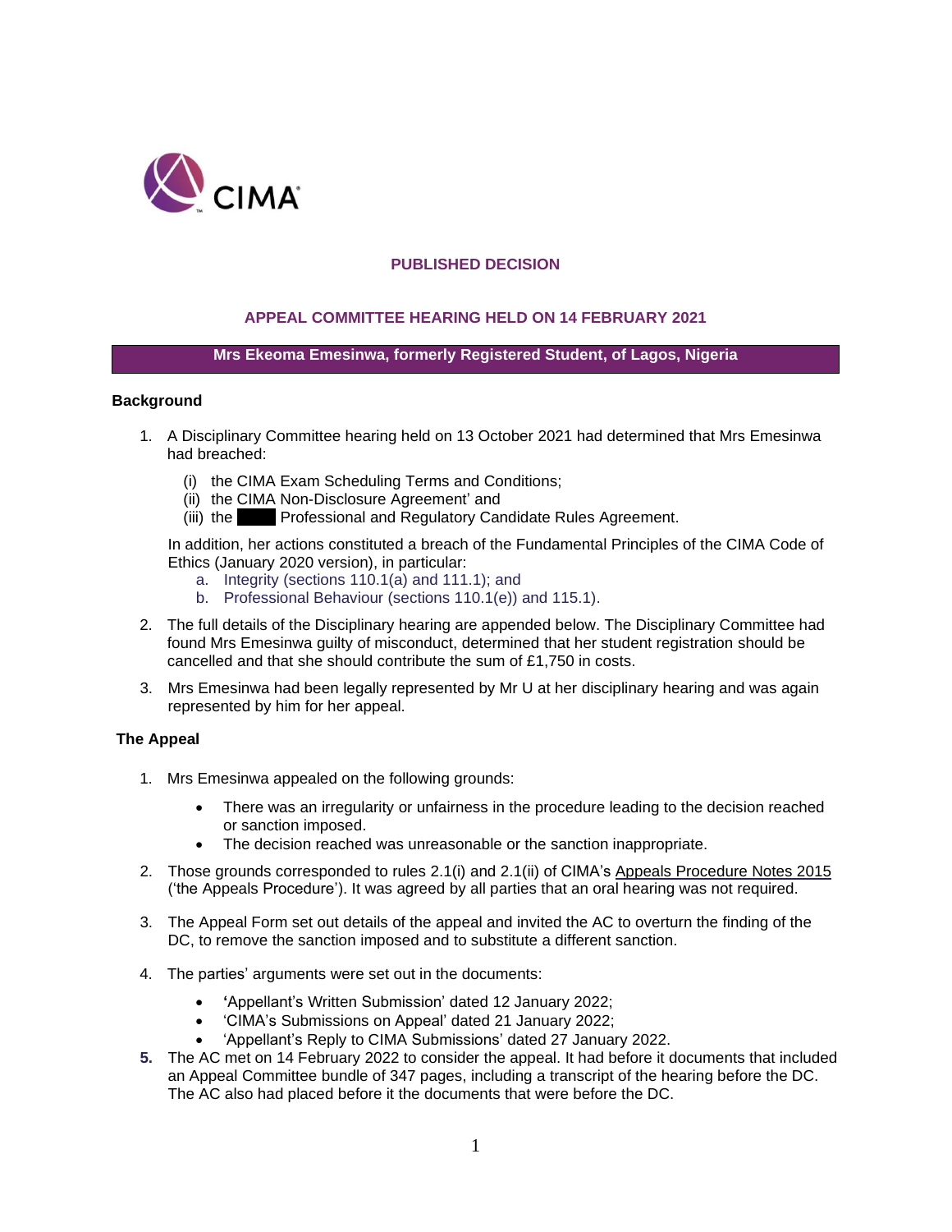**PUBLISHED DECISION**

**APPEAL COMMITTEE HEARING HELD ON 14 FEBRUARY 2021**

**Mrs Ekeoma Emesinwa, formerly Registered Student, of Lagos, Nigeria**

**Background**

1. A Disciplinary Committee hearing held on 13 October 2021 had determined that Mrs Emesinwa had breached:

   (i) the CIMA Exam Scheduling Terms and Conditions;
   (ii) the CIMA Non-Disclosure Agreement' and
   (iii) the ████ Professional and Regulatory Candidate Rules Agreement.

   In addition, her actions constituted a breach of the Fundamental Principles of the CIMA Code of Ethics (January 2020 version), in particular:

   a. Integrity (sections 110.1(a) and 111.1); and
   b. Professional Behaviour (sections 110.1(e)) and 115.1).

2. The full details of the Disciplinary hearing are appended below. The Disciplinary Committee had found Mrs Emesinwa guilty of misconduct, determined that her student registration should be cancelled and that she should contribute the sum of £1,750 in costs.

3. Mrs Emesinwa had been legally represented by Mr U at her disciplinary hearing and was again represented by him for her appeal.

**The Appeal**

1. Mrs Emesinwa appealed on the following grounds:

   - There was an irregularity or unfairness in the procedure leading to the decision reached or sanction imposed.
   - The decision reached was unreasonable or the sanction inappropriate.

2. Those grounds corresponded to rules 2.1(i) and 2.1(ii) of CIMA's Appeals Procedure Notes 2015 ('the Appeals Procedure'). It was agreed by all parties that an oral hearing was not required.

3. The Appeal Form set out details of the appeal and invited the AC to overturn the finding of the DC, to remove the sanction imposed and to substitute a different sanction.

4. The parties' arguments were set out in the documents:

   - 'Appellant's Written Submission' dated 12 January 2022;
   - 'CIMA's Submissions on Appeal' dated 21 January 2022;
   - 'Appellant's Reply to CIMA Submissions' dated 27 January 2022.

5. The AC met on 14 February 2022 to consider the appeal. It had before it documents that included an Appeal Committee bundle of 347 pages, including a transcript of the hearing before the DC. The AC also had placed before it the documents that were before the DC.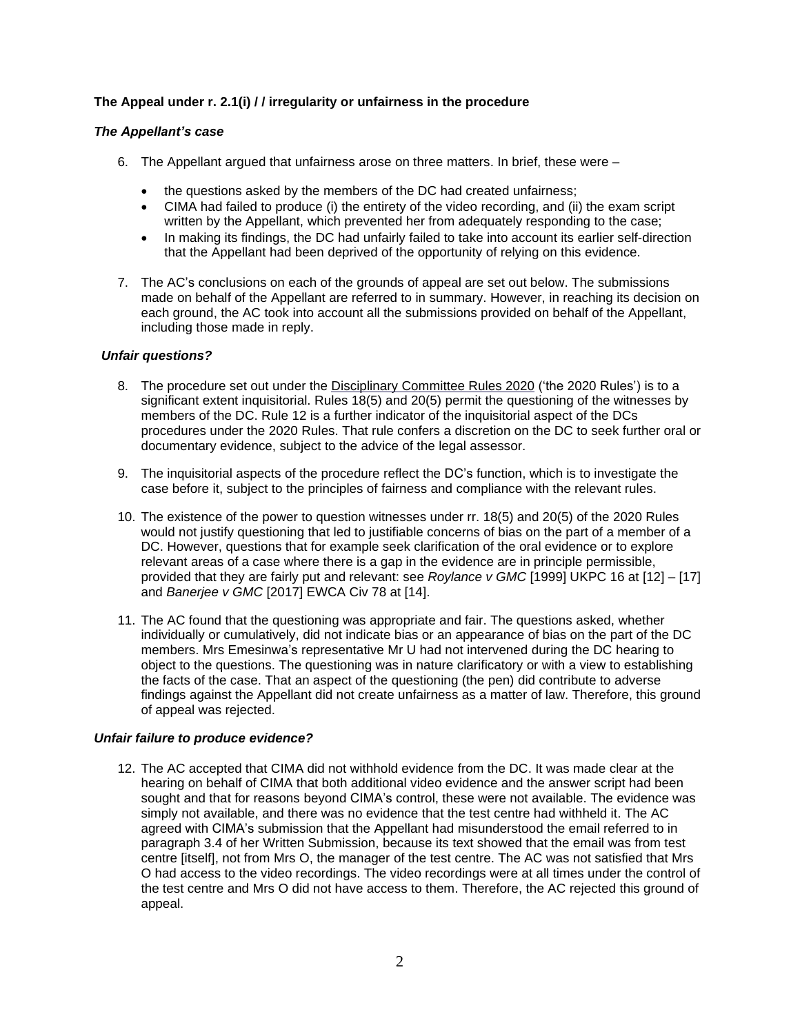**The Appeal under r. 2.1(i) / / irregularity or unfairness in the procedure**

***The Appellant's case***

6. The Appellant argued that unfairness arose on three matters. In brief, these were –

   - the questions asked by the members of the DC had created unfairness;
   - CIMA had failed to produce (i) the entirety of the video recording, and (ii) the exam script written by the Appellant, which prevented her from adequately responding to the case;
   - In making its findings, the DC had unfairly failed to take into account its earlier self-direction that the Appellant had been deprived of the opportunity of relying on this evidence.

7. The AC's conclusions on each of the grounds of appeal are set out below. The submissions made on behalf of the Appellant are referred to in summary. However, in reaching its decision on each ground, the AC took into account all the submissions provided on behalf of the Appellant, including those made in reply.

***Unfair questions?***

8. The procedure set out under the Disciplinary Committee Rules 2020 ('the 2020 Rules') is to a significant extent inquisitorial. Rules 18(5) and 20(5) permit the questioning of the witnesses by members of the DC. Rule 12 is a further indicator of the inquisitorial aspect of the DCs procedures under the 2020 Rules. That rule confers a discretion on the DC to seek further oral or documentary evidence, subject to the advice of the legal assessor.

9. The inquisitorial aspects of the procedure reflect the DC's function, which is to investigate the case before it, subject to the principles of fairness and compliance with the relevant rules.

10. The existence of the power to question witnesses under rr. 18(5) and 20(5) of the 2020 Rules would not justify questioning that led to justifiable concerns of bias on the part of a member of a DC. However, questions that for example seek clarification of the oral evidence or to explore relevant areas of a case where there is a gap in the evidence are in principle permissible, provided that they are fairly put and relevant: see *Roylance v GMC* [1999] UKPC 16 at [12] – [17] and *Banerjee v GMC* [2017] EWCA Civ 78 at [14].

11. The AC found that the questioning was appropriate and fair. The questions asked, whether individually or cumulatively, did not indicate bias or an appearance of bias on the part of the DC members. Mrs Emesinwa's representative Mr U had not intervened during the DC hearing to object to the questions. The questioning was in nature clarificatory or with a view to establishing the facts of the case. That an aspect of the questioning (the pen) did contribute to adverse findings against the Appellant did not create unfairness as a matter of law. Therefore, this ground of appeal was rejected.

***Unfair failure to produce evidence?***

12. The AC accepted that CIMA did not withhold evidence from the DC. It was made clear at the hearing on behalf of CIMA that both additional video evidence and the answer script had been sought and that for reasons beyond CIMA's control, these were not available. The evidence was simply not available, and there was no evidence that the test centre had withheld it. The AC agreed with CIMA's submission that the Appellant had misunderstood the email referred to in paragraph 3.4 of her Written Submission, because its text showed that the email was from test centre [itself], not from Mrs O, the manager of the test centre. The AC was not satisfied that Mrs O had access to the video recordings. The video recordings were at all times under the control of the test centre and Mrs O did not have access to them. Therefore, the AC rejected this ground of appeal.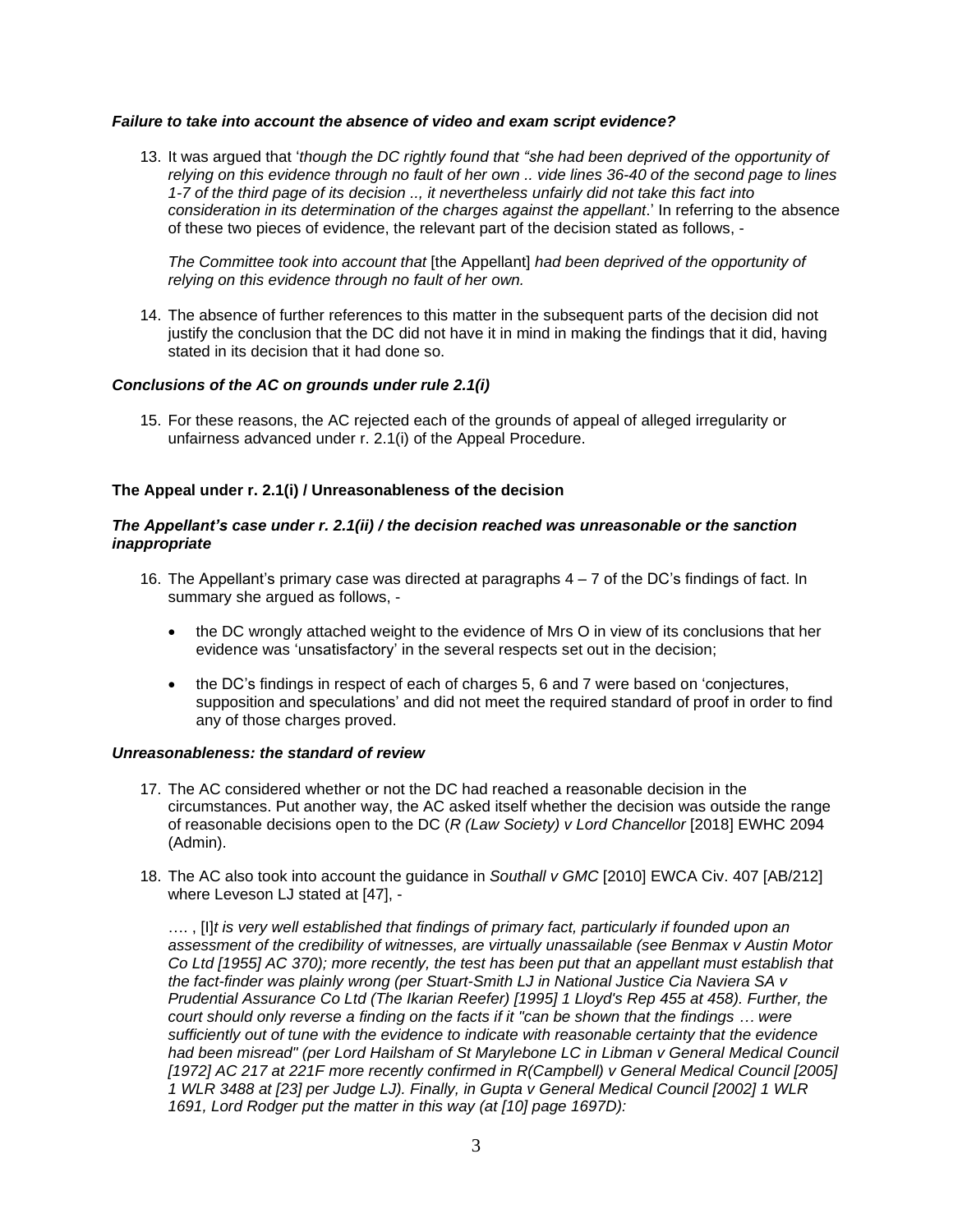***Failure to take into account the absence of video and exam script evidence?***

13. It was argued that '*though the DC rightly found that "she had been deprived of the opportunity of relying on this evidence through no fault of her own .. vide lines 36-40 of the second page to lines 1-7 of the third page of its decision .., it nevertheless unfairly did not take this fact into consideration in its determination of the charges against the appellant*.' In referring to the absence of these two pieces of evidence, the relevant part of the decision stated as follows, -

    *The Committee took into account that* [the Appellant] *had been deprived of the opportunity of relying on this evidence through no fault of her own.*

14. The absence of further references to this matter in the subsequent parts of the decision did not justify the conclusion that the DC did not have it in mind in making the findings that it did, having stated in its decision that it had done so.

***Conclusions of the AC on grounds under rule 2.1(i)***

15. For these reasons, the AC rejected each of the grounds of appeal of alleged irregularity or unfairness advanced under r. 2.1(i) of the Appeal Procedure.

**The Appeal under r. 2.1(i) / Unreasonableness of the decision**

***The Appellant's case under r. 2.1(ii) / the decision reached was unreasonable or the sanction inappropriate***

16. The Appellant's primary case was directed at paragraphs 4 – 7 of the DC's findings of fact. In summary she argued as follows, -

    - the DC wrongly attached weight to the evidence of Mrs O in view of its conclusions that her evidence was 'unsatisfactory' in the several respects set out in the decision;
    - the DC's findings in respect of each of charges 5, 6 and 7 were based on 'conjectures, supposition and speculations' and did not meet the required standard of proof in order to find any of those charges proved.

***Unreasonableness: the standard of review***

17. The AC considered whether or not the DC had reached a reasonable decision in the circumstances. Put another way, the AC asked itself whether the decision was outside the range of reasonable decisions open to the DC (*R (Law Society) v Lord Chancellor* [2018] EWHC 2094 (Admin).

18. The AC also took into account the guidance in *Southall v GMC* [2010] EWCA Civ. 407 [AB/212] where Leveson LJ stated at [47], -

    …. , [I]*t is very well established that findings of primary fact, particularly if founded upon an assessment of the credibility of witnesses, are virtually unassailable (see Benmax v Austin Motor Co Ltd [1955] AC 370); more recently, the test has been put that an appellant must establish that the fact-finder was plainly wrong (per Stuart-Smith LJ in National Justice Cia Naviera SA v Prudential Assurance Co Ltd (The Ikarian Reefer) [1995] 1 Lloyd's Rep 455 at 458). Further, the court should only reverse a finding on the facts if it "can be shown that the findings … were sufficiently out of tune with the evidence to indicate with reasonable certainty that the evidence had been misread" (per Lord Hailsham of St Marylebone LC in Libman v General Medical Council [1972] AC 217 at 221F more recently confirmed in R(Campbell) v General Medical Council [2005] 1 WLR 3488 at [23] per Judge LJ). Finally, in Gupta v General Medical Council [2002] 1 WLR 1691, Lord Rodger put the matter in this way (at [10] page 1697D):*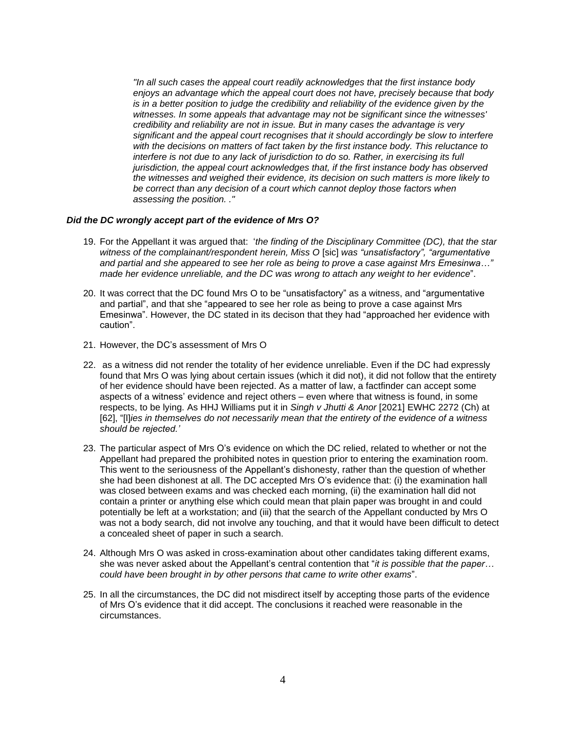> *"In all such cases the appeal court readily acknowledges that the first instance body enjoys an advantage which the appeal court does not have, precisely because that body is in a better position to judge the credibility and reliability of the evidence given by the witnesses. In some appeals that advantage may not be significant since the witnesses' credibility and reliability are not in issue. But in many cases the advantage is very significant and the appeal court recognises that it should accordingly be slow to interfere with the decisions on matters of fact taken by the first instance body. This reluctance to interfere is not due to any lack of jurisdiction to do so. Rather, in exercising its full jurisdiction, the appeal court acknowledges that, if the first instance body has observed the witnesses and weighed their evidence, its decision on such matters is more likely to be correct than any decision of a court which cannot deploy those factors when assessing the position. ."*

### *Did the DC wrongly accept part of the evidence of Mrs O?*

19. For the Appellant it was argued that: '*the finding of the Disciplinary Committee (DC), that the star witness of the complainant/respondent herein, Miss O* [sic] *was "unsatisfactory", "argumentative and partial and she appeared to see her role as being to prove a case against Mrs Emesinwa…" made her evidence unreliable, and the DC was wrong to attach any weight to her evidence*".

20. It was correct that the DC found Mrs O to be "unsatisfactory" as a witness, and "argumentative and partial", and that she "appeared to see her role as being to prove a case against Mrs Emesinwa". However, the DC stated in its decison that they had "approached her evidence with caution".

21. However, the DC's assessment of Mrs O

22. as a witness did not render the totality of her evidence unreliable. Even if the DC had expressly found that Mrs O was lying about certain issues (which it did not), it did not follow that the entirety of her evidence should have been rejected. As a matter of law, a factfinder can accept some aspects of a witness' evidence and reject others – even where that witness is found, in some respects, to be lying. As HHJ Williams put it in *Singh v Jhutti & Anor* [2021] EWHC 2272 (Ch) at [62], "[l]*ies in themselves do not necessarily mean that the entirety of the evidence of a witness should be rejected.'*

23. The particular aspect of Mrs O's evidence on which the DC relied, related to whether or not the Appellant had prepared the prohibited notes in question prior to entering the examination room. This went to the seriousness of the Appellant's dishonesty, rather than the question of whether she had been dishonest at all. The DC accepted Mrs O's evidence that: (i) the examination hall was closed between exams and was checked each morning, (ii) the examination hall did not contain a printer or anything else which could mean that plain paper was brought in and could potentially be left at a workstation; and (iii) that the search of the Appellant conducted by Mrs O was not a body search, did not involve any touching, and that it would have been difficult to detect a concealed sheet of paper in such a search.

24. Although Mrs O was asked in cross-examination about other candidates taking different exams, she was never asked about the Appellant's central contention that "*it is possible that the paper… could have been brought in by other persons that came to write other exams*".

25. In all the circumstances, the DC did not misdirect itself by accepting those parts of the evidence of Mrs O's evidence that it did accept. The conclusions it reached were reasonable in the circumstances.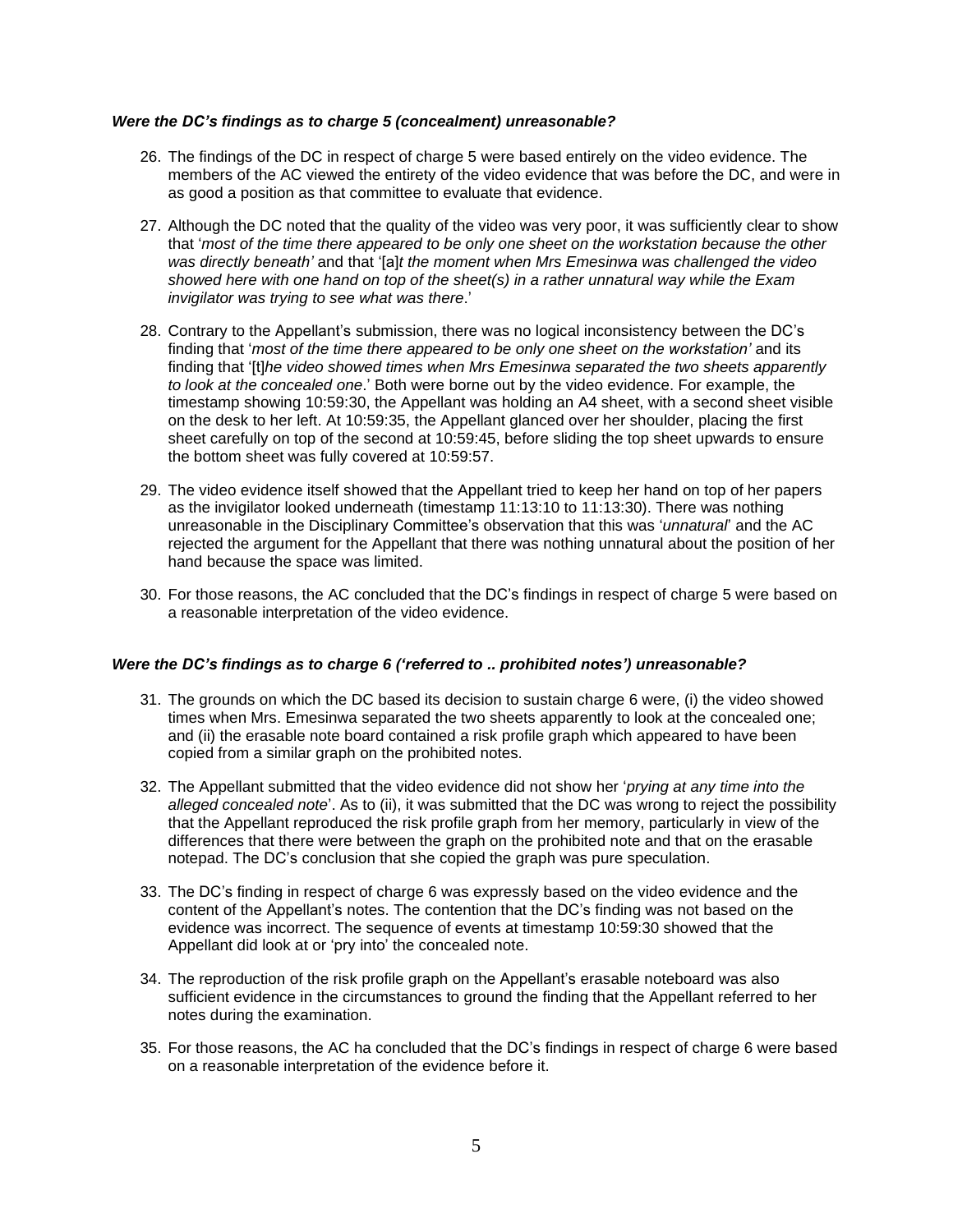### *Were the DC's findings as to charge 5 (concealment) unreasonable?*

26. The findings of the DC in respect of charge 5 were based entirely on the video evidence. The members of the AC viewed the entirety of the video evidence that was before the DC, and were in as good a position as that committee to evaluate that evidence.

27. Although the DC noted that the quality of the video was very poor, it was sufficiently clear to show that '*most of the time there appeared to be only one sheet on the workstation because the other was directly beneath'* and that '[a]*t the moment when Mrs Emesinwa was challenged the video showed here with one hand on top of the sheet(s) in a rather unnatural way while the Exam invigilator was trying to see what was there*.'

28. Contrary to the Appellant's submission, there was no logical inconsistency between the DC's finding that '*most of the time there appeared to be only one sheet on the workstation'* and its finding that '[t]*he video showed times when Mrs Emesinwa separated the two sheets apparently to look at the concealed one*.' Both were borne out by the video evidence. For example, the timestamp showing 10:59:30, the Appellant was holding an A4 sheet, with a second sheet visible on the desk to her left. At 10:59:35, the Appellant glanced over her shoulder, placing the first sheet carefully on top of the second at 10:59:45, before sliding the top sheet upwards to ensure the bottom sheet was fully covered at 10:59:57.

29. The video evidence itself showed that the Appellant tried to keep her hand on top of her papers as the invigilator looked underneath (timestamp 11:13:10 to 11:13:30). There was nothing unreasonable in the Disciplinary Committee's observation that this was '*unnatural*' and the AC rejected the argument for the Appellant that there was nothing unnatural about the position of her hand because the space was limited.

30. For those reasons, the AC concluded that the DC's findings in respect of charge 5 were based on a reasonable interpretation of the video evidence.

### *Were the DC's findings as to charge 6 ('referred to .. prohibited notes') unreasonable?*

31. The grounds on which the DC based its decision to sustain charge 6 were, (i) the video showed times when Mrs. Emesinwa separated the two sheets apparently to look at the concealed one; and (ii) the erasable note board contained a risk profile graph which appeared to have been copied from a similar graph on the prohibited notes.

32. The Appellant submitted that the video evidence did not show her '*prying at any time into the alleged concealed note*'. As to (ii), it was submitted that the DC was wrong to reject the possibility that the Appellant reproduced the risk profile graph from her memory, particularly in view of the differences that there were between the graph on the prohibited note and that on the erasable notepad. The DC's conclusion that she copied the graph was pure speculation.

33. The DC's finding in respect of charge 6 was expressly based on the video evidence and the content of the Appellant's notes. The contention that the DC's finding was not based on the evidence was incorrect. The sequence of events at timestamp 10:59:30 showed that the Appellant did look at or 'pry into' the concealed note.

34. The reproduction of the risk profile graph on the Appellant's erasable noteboard was also sufficient evidence in the circumstances to ground the finding that the Appellant referred to her notes during the examination.

35. For those reasons, the AC ha concluded that the DC's findings in respect of charge 6 were based on a reasonable interpretation of the evidence before it.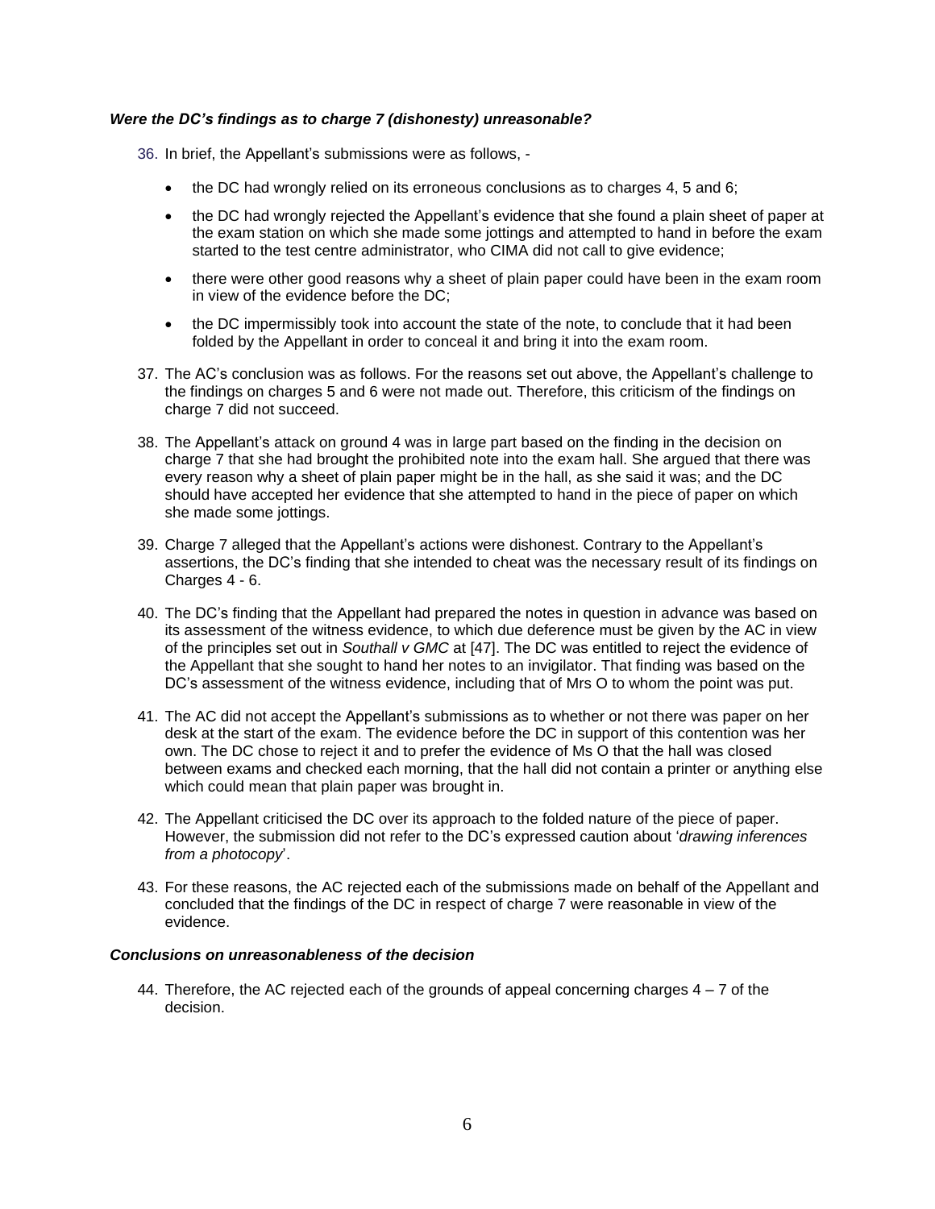***Were the DC's findings as to charge 7 (dishonesty) unreasonable?***

36. In brief, the Appellant's submissions were as follows, -

    - the DC had wrongly relied on its erroneous conclusions as to charges 4, 5 and 6;
    - the DC had wrongly rejected the Appellant's evidence that she found a plain sheet of paper at the exam station on which she made some jottings and attempted to hand in before the exam started to the test centre administrator, who CIMA did not call to give evidence;
    - there were other good reasons why a sheet of plain paper could have been in the exam room in view of the evidence before the DC;
    - the DC impermissibly took into account the state of the note, to conclude that it had been folded by the Appellant in order to conceal it and bring it into the exam room.

37. The AC's conclusion was as follows. For the reasons set out above, the Appellant's challenge to the findings on charges 5 and 6 were not made out. Therefore, this criticism of the findings on charge 7 did not succeed.

38. The Appellant's attack on ground 4 was in large part based on the finding in the decision on charge 7 that she had brought the prohibited note into the exam hall. She argued that there was every reason why a sheet of plain paper might be in the hall, as she said it was; and the DC should have accepted her evidence that she attempted to hand in the piece of paper on which she made some jottings.

39. Charge 7 alleged that the Appellant's actions were dishonest. Contrary to the Appellant's assertions, the DC's finding that she intended to cheat was the necessary result of its findings on Charges 4 - 6.

40. The DC's finding that the Appellant had prepared the notes in question in advance was based on its assessment of the witness evidence, to which due deference must be given by the AC in view of the principles set out in *Southall v GMC* at [47]. The DC was entitled to reject the evidence of the Appellant that she sought to hand her notes to an invigilator. That finding was based on the DC's assessment of the witness evidence, including that of Mrs O to whom the point was put.

41. The AC did not accept the Appellant's submissions as to whether or not there was paper on her desk at the start of the exam. The evidence before the DC in support of this contention was her own. The DC chose to reject it and to prefer the evidence of Ms O that the hall was closed between exams and checked each morning, that the hall did not contain a printer or anything else which could mean that plain paper was brought in.

42. The Appellant criticised the DC over its approach to the folded nature of the piece of paper. However, the submission did not refer to the DC's expressed caution about '*drawing inferences from a photocopy*'.

43. For these reasons, the AC rejected each of the submissions made on behalf of the Appellant and concluded that the findings of the DC in respect of charge 7 were reasonable in view of the evidence.

***Conclusions on unreasonableness of the decision***

44. Therefore, the AC rejected each of the grounds of appeal concerning charges 4 – 7 of the decision.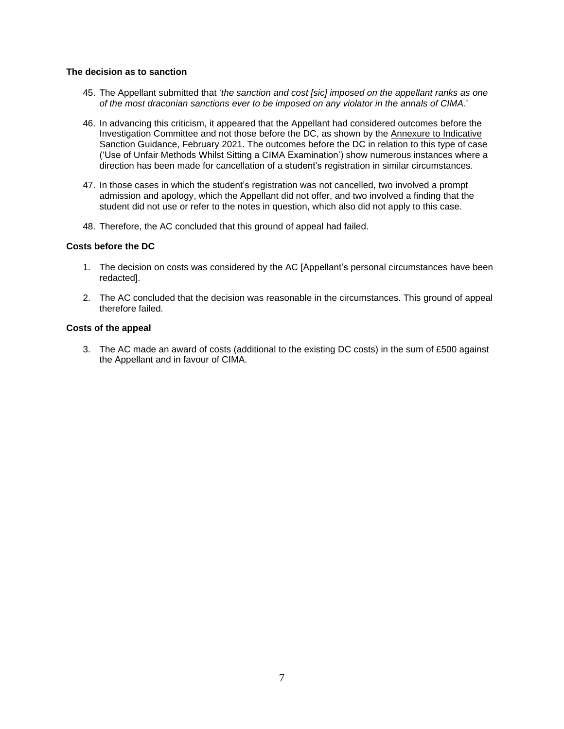### The decision as to sanction

45. The Appellant submitted that '*the sanction and cost [sic] imposed on the appellant ranks as one of the most draconian sanctions ever to be imposed on any violator in the annals of CIMA.*'

46. In advancing this criticism, it appeared that the Appellant had considered outcomes before the Investigation Committee and not those before the DC, as shown by the Annexure to Indicative Sanction Guidance, February 2021. The outcomes before the DC in relation to this type of case ('Use of Unfair Methods Whilst Sitting a CIMA Examination') show numerous instances where a direction has been made for cancellation of a student's registration in similar circumstances.

47. In those cases in which the student's registration was not cancelled, two involved a prompt admission and apology, which the Appellant did not offer, and two involved a finding that the student did not use or refer to the notes in question, which also did not apply to this case.

48. Therefore, the AC concluded that this ground of appeal had failed.

### Costs before the DC

1. The decision on costs was considered by the AC [Appellant's personal circumstances have been redacted].

2. The AC concluded that the decision was reasonable in the circumstances. This ground of appeal therefore failed.

### Costs of the appeal

3. The AC made an award of costs (additional to the existing DC costs) in the sum of £500 against the Appellant and in favour of CIMA.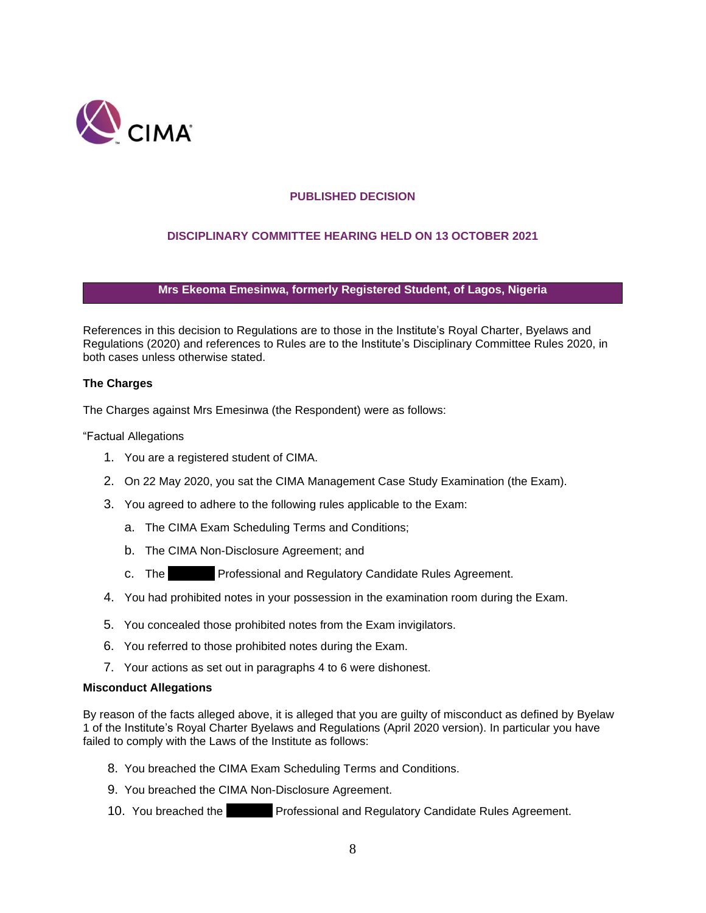CIMA

**PUBLISHED DECISION**

**DISCIPLINARY COMMITTEE HEARING HELD ON 13 OCTOBER 2021**

**Mrs Ekeoma Emesinwa, formerly Registered Student, of Lagos, Nigeria**

References in this decision to Regulations are to those in the Institute's Royal Charter, Byelaws and Regulations (2020) and references to Rules are to the Institute's Disciplinary Committee Rules 2020, in both cases unless otherwise stated.

**The Charges**

The Charges against Mrs Emesinwa (the Respondent) were as follows:

"Factual Allegations

1. You are a registered student of CIMA.
2. On 22 May 2020, you sat the CIMA Management Case Study Examination (the Exam).
3. You agreed to adhere to the following rules applicable to the Exam:
   a. The CIMA Exam Scheduling Terms and Conditions;
   b. The CIMA Non-Disclosure Agreement; and
   c. The [REDACTED] Professional and Regulatory Candidate Rules Agreement.
4. You had prohibited notes in your possession in the examination room during the Exam.
5. You concealed those prohibited notes from the Exam invigilators.
6. You referred to those prohibited notes during the Exam.
7. Your actions as set out in paragraphs 4 to 6 were dishonest.

**Misconduct Allegations**

By reason of the facts alleged above, it is alleged that you are guilty of misconduct as defined by Byelaw 1 of the Institute's Royal Charter Byelaws and Regulations (April 2020 version). In particular you have failed to comply with the Laws of the Institute as follows:

8. You breached the CIMA Exam Scheduling Terms and Conditions.
9. You breached the CIMA Non-Disclosure Agreement.
10. You breached the [REDACTED] Professional and Regulatory Candidate Rules Agreement.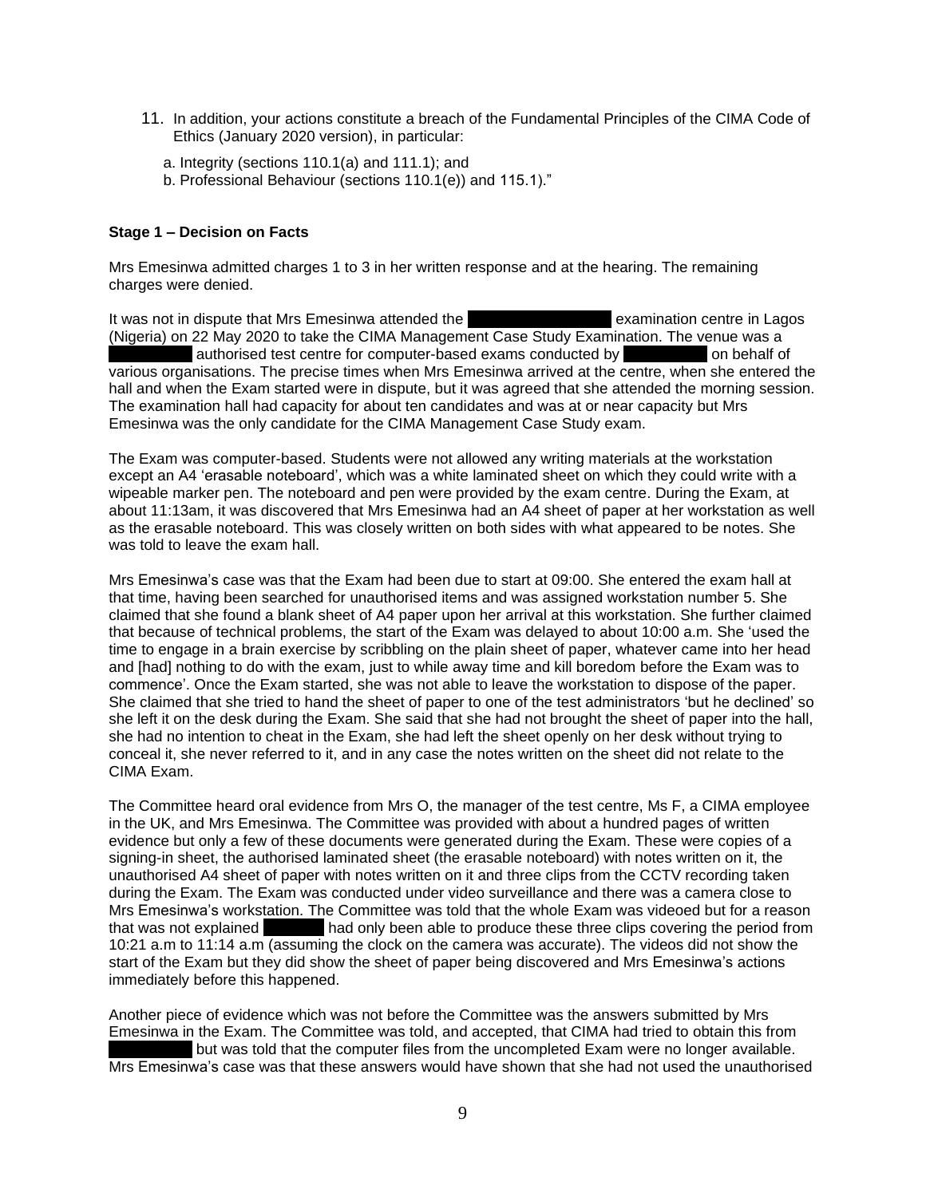11. In addition, your actions constitute a breach of the Fundamental Principles of the CIMA Code of Ethics (January 2020 version), in particular:

    a. Integrity (sections 110.1(a) and 111.1); and
    b. Professional Behaviour (sections 110.1(e)) and 115.1)."

**Stage 1 – Decision on Facts**

Mrs Emesinwa admitted charges 1 to 3 in her written response and at the hearing. The remaining charges were denied.

It was not in dispute that Mrs Emesinwa attended the examination centre in Lagos (Nigeria) on 22 May 2020 to take the CIMA Management Case Study Examination. The venue was a authorised test centre for computer-based exams conducted by on behalf of various organisations. The precise times when Mrs Emesinwa arrived at the centre, when she entered the hall and when the Exam started were in dispute, but it was agreed that she attended the morning session. The examination hall had capacity for about ten candidates and was at or near capacity but Mrs Emesinwa was the only candidate for the CIMA Management Case Study exam.

The Exam was computer-based. Students were not allowed any writing materials at the workstation except an A4 'erasable noteboard', which was a white laminated sheet on which they could write with a wipeable marker pen. The noteboard and pen were provided by the exam centre. During the Exam, at about 11:13am, it was discovered that Mrs Emesinwa had an A4 sheet of paper at her workstation as well as the erasable noteboard. This was closely written on both sides with what appeared to be notes. She was told to leave the exam hall.

Mrs Emesinwa's case was that the Exam had been due to start at 09:00. She entered the exam hall at that time, having been searched for unauthorised items and was assigned workstation number 5. She claimed that she found a blank sheet of A4 paper upon her arrival at this workstation. She further claimed that because of technical problems, the start of the Exam was delayed to about 10:00 a.m. She 'used the time to engage in a brain exercise by scribbling on the plain sheet of paper, whatever came into her head and [had] nothing to do with the exam, just to while away time and kill boredom before the Exam was to commence'. Once the Exam started, she was not able to leave the workstation to dispose of the paper. She claimed that she tried to hand the sheet of paper to one of the test administrators 'but he declined' so she left it on the desk during the Exam. She said that she had not brought the sheet of paper into the hall, she had no intention to cheat in the Exam, she had left the sheet openly on her desk without trying to conceal it, she never referred to it, and in any case the notes written on the sheet did not relate to the CIMA Exam.

The Committee heard oral evidence from Mrs O, the manager of the test centre, Ms F, a CIMA employee in the UK, and Mrs Emesinwa. The Committee was provided with about a hundred pages of written evidence but only a few of these documents were generated during the Exam. These were copies of a signing-in sheet, the authorised laminated sheet (the erasable noteboard) with notes written on it, the unauthorised A4 sheet of paper with notes written on it and three clips from the CCTV recording taken during the Exam. The Exam was conducted under video surveillance and there was a camera close to Mrs Emesinwa's workstation. The Committee was told that the whole Exam was videoed but for a reason that was not explained had only been able to produce these three clips covering the period from 10:21 a.m to 11:14 a.m (assuming the clock on the camera was accurate). The videos did not show the start of the Exam but they did show the sheet of paper being discovered and Mrs Emesinwa's actions immediately before this happened.

Another piece of evidence which was not before the Committee was the answers submitted by Mrs Emesinwa in the Exam. The Committee was told, and accepted, that CIMA had tried to obtain this from but was told that the computer files from the uncompleted Exam were no longer available. Mrs Emesinwa's case was that these answers would have shown that she had not used the unauthorised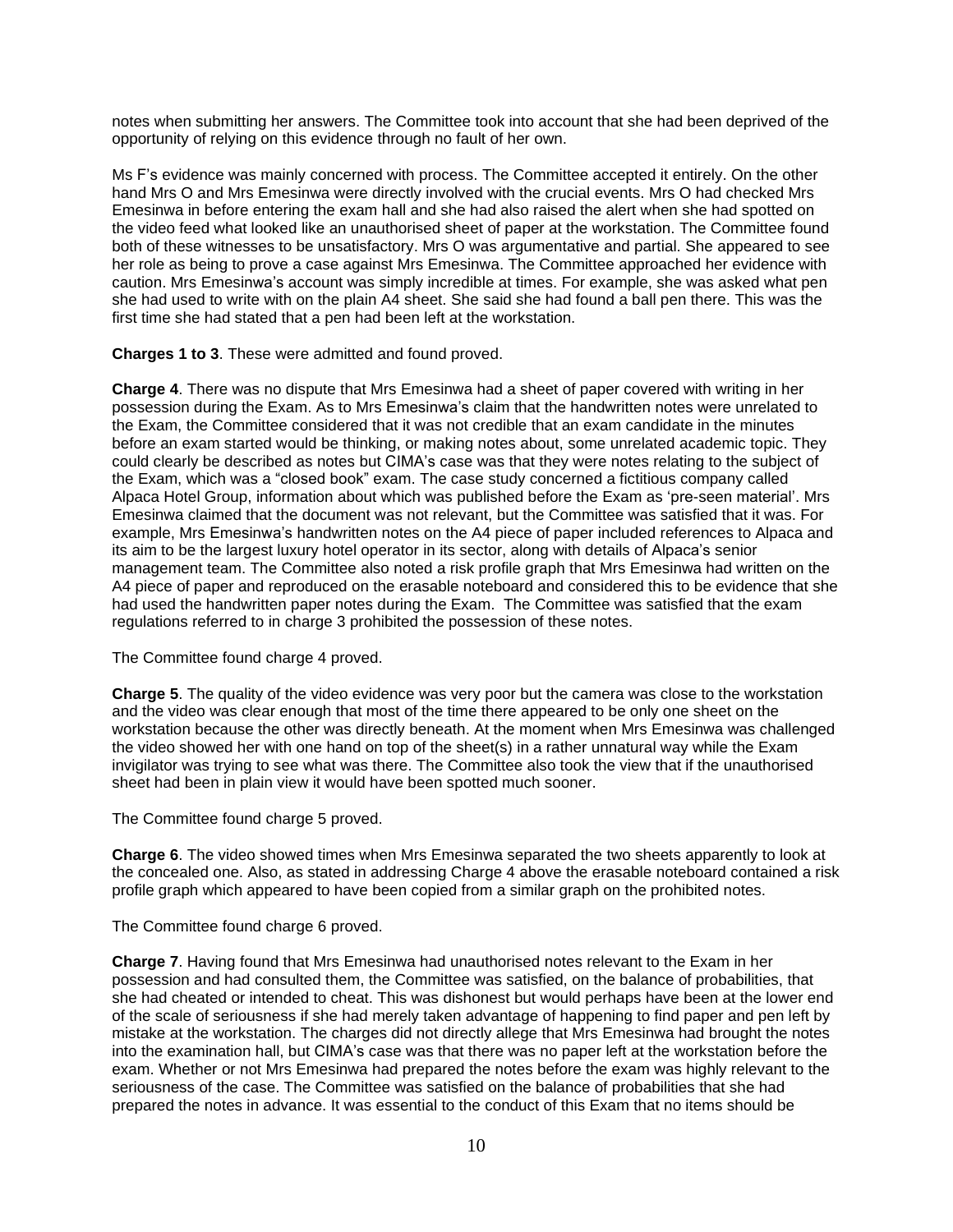notes when submitting her answers. The Committee took into account that she had been deprived of the opportunity of relying on this evidence through no fault of her own.

Ms F's evidence was mainly concerned with process. The Committee accepted it entirely. On the other hand Mrs O and Mrs Emesinwa were directly involved with the crucial events. Mrs O had checked Mrs Emesinwa in before entering the exam hall and she had also raised the alert when she had spotted on the video feed what looked like an unauthorised sheet of paper at the workstation. The Committee found both of these witnesses to be unsatisfactory. Mrs O was argumentative and partial. She appeared to see her role as being to prove a case against Mrs Emesinwa. The Committee approached her evidence with caution. Mrs Emesinwa's account was simply incredible at times. For example, she was asked what pen she had used to write with on the plain A4 sheet. She said she had found a ball pen there. This was the first time she had stated that a pen had been left at the workstation.

**Charges 1 to 3**. These were admitted and found proved.

**Charge 4**. There was no dispute that Mrs Emesinwa had a sheet of paper covered with writing in her possession during the Exam. As to Mrs Emesinwa's claim that the handwritten notes were unrelated to the Exam, the Committee considered that it was not credible that an exam candidate in the minutes before an exam started would be thinking, or making notes about, some unrelated academic topic. They could clearly be described as notes but CIMA's case was that they were notes relating to the subject of the Exam, which was a "closed book" exam. The case study concerned a fictitious company called Alpaca Hotel Group, information about which was published before the Exam as 'pre-seen material'. Mrs Emesinwa claimed that the document was not relevant, but the Committee was satisfied that it was. For example, Mrs Emesinwa's handwritten notes on the A4 piece of paper included references to Alpaca and its aim to be the largest luxury hotel operator in its sector, along with details of Alpaca's senior management team. The Committee also noted a risk profile graph that Mrs Emesinwa had written on the A4 piece of paper and reproduced on the erasable noteboard and considered this to be evidence that she had used the handwritten paper notes during the Exam. The Committee was satisfied that the exam regulations referred to in charge 3 prohibited the possession of these notes.

The Committee found charge 4 proved.

**Charge 5**. The quality of the video evidence was very poor but the camera was close to the workstation and the video was clear enough that most of the time there appeared to be only one sheet on the workstation because the other was directly beneath. At the moment when Mrs Emesinwa was challenged the video showed her with one hand on top of the sheet(s) in a rather unnatural way while the Exam invigilator was trying to see what was there. The Committee also took the view that if the unauthorised sheet had been in plain view it would have been spotted much sooner.

The Committee found charge 5 proved.

**Charge 6**. The video showed times when Mrs Emesinwa separated the two sheets apparently to look at the concealed one. Also, as stated in addressing Charge 4 above the erasable noteboard contained a risk profile graph which appeared to have been copied from a similar graph on the prohibited notes.

The Committee found charge 6 proved.

**Charge 7**. Having found that Mrs Emesinwa had unauthorised notes relevant to the Exam in her possession and had consulted them, the Committee was satisfied, on the balance of probabilities, that she had cheated or intended to cheat. This was dishonest but would perhaps have been at the lower end of the scale of seriousness if she had merely taken advantage of happening to find paper and pen left by mistake at the workstation. The charges did not directly allege that Mrs Emesinwa had brought the notes into the examination hall, but CIMA's case was that there was no paper left at the workstation before the exam. Whether or not Mrs Emesinwa had prepared the notes before the exam was highly relevant to the seriousness of the case. The Committee was satisfied on the balance of probabilities that she had prepared the notes in advance. It was essential to the conduct of this Exam that no items should be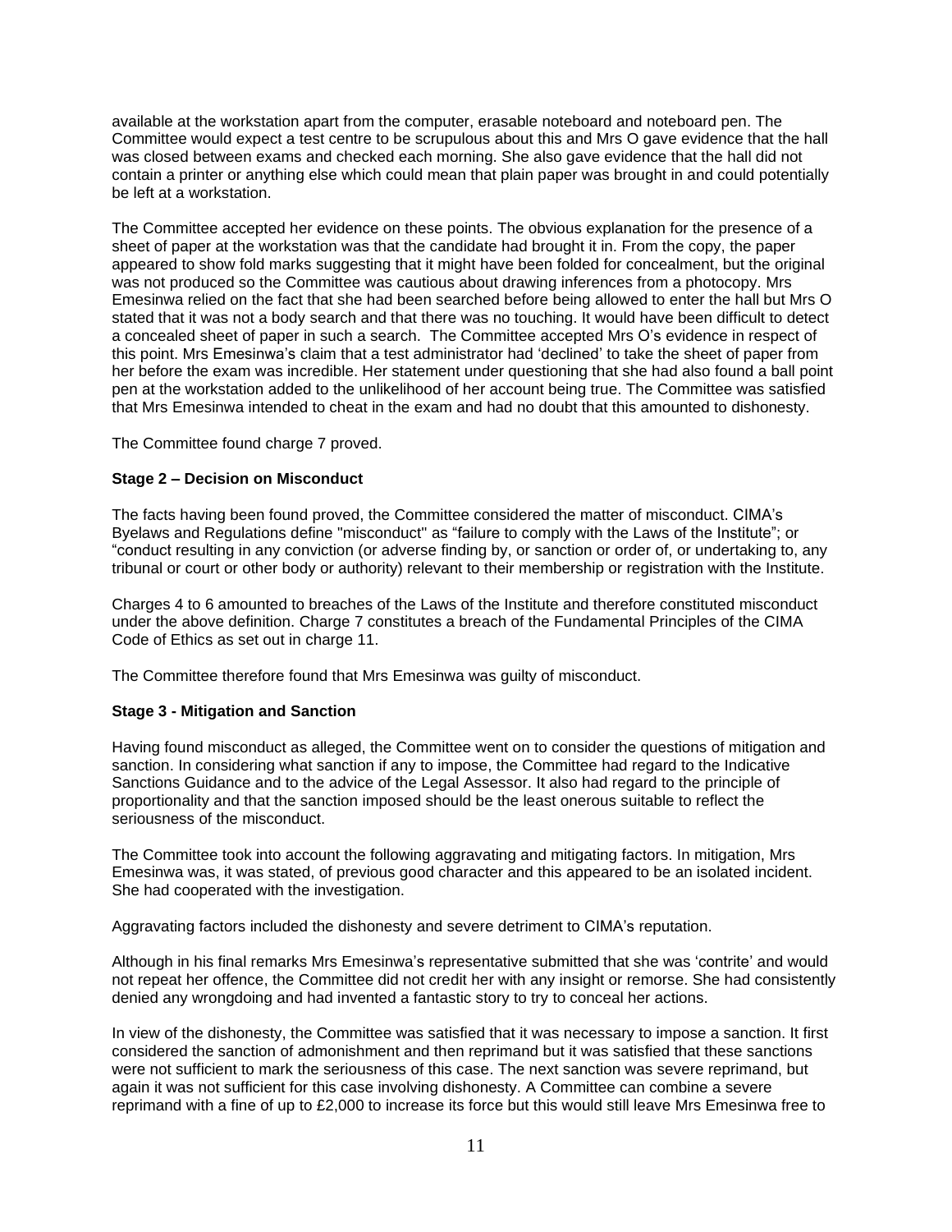available at the workstation apart from the computer, erasable noteboard and noteboard pen. The Committee would expect a test centre to be scrupulous about this and Mrs O gave evidence that the hall was closed between exams and checked each morning. She also gave evidence that the hall did not contain a printer or anything else which could mean that plain paper was brought in and could potentially be left at a workstation.

The Committee accepted her evidence on these points. The obvious explanation for the presence of a sheet of paper at the workstation was that the candidate had brought it in. From the copy, the paper appeared to show fold marks suggesting that it might have been folded for concealment, but the original was not produced so the Committee was cautious about drawing inferences from a photocopy. Mrs Emesinwa relied on the fact that she had been searched before being allowed to enter the hall but Mrs O stated that it was not a body search and that there was no touching. It would have been difficult to detect a concealed sheet of paper in such a search. The Committee accepted Mrs O's evidence in respect of this point. Mrs Emesinwa's claim that a test administrator had 'declined' to take the sheet of paper from her before the exam was incredible. Her statement under questioning that she had also found a ball point pen at the workstation added to the unlikelihood of her account being true. The Committee was satisfied that Mrs Emesinwa intended to cheat in the exam and had no doubt that this amounted to dishonesty.

The Committee found charge 7 proved.

**Stage 2 – Decision on Misconduct**

The facts having been found proved, the Committee considered the matter of misconduct. CIMA's Byelaws and Regulations define "misconduct" as "failure to comply with the Laws of the Institute"; or "conduct resulting in any conviction (or adverse finding by, or sanction or order of, or undertaking to, any tribunal or court or other body or authority) relevant to their membership or registration with the Institute.

Charges 4 to 6 amounted to breaches of the Laws of the Institute and therefore constituted misconduct under the above definition. Charge 7 constitutes a breach of the Fundamental Principles of the CIMA Code of Ethics as set out in charge 11.

The Committee therefore found that Mrs Emesinwa was guilty of misconduct.

**Stage 3 - Mitigation and Sanction**

Having found misconduct as alleged, the Committee went on to consider the questions of mitigation and sanction. In considering what sanction if any to impose, the Committee had regard to the Indicative Sanctions Guidance and to the advice of the Legal Assessor. It also had regard to the principle of proportionality and that the sanction imposed should be the least onerous suitable to reflect the seriousness of the misconduct.

The Committee took into account the following aggravating and mitigating factors. In mitigation, Mrs Emesinwa was, it was stated, of previous good character and this appeared to be an isolated incident. She had cooperated with the investigation.

Aggravating factors included the dishonesty and severe detriment to CIMA's reputation.

Although in his final remarks Mrs Emesinwa's representative submitted that she was 'contrite' and would not repeat her offence, the Committee did not credit her with any insight or remorse. She had consistently denied any wrongdoing and had invented a fantastic story to try to conceal her actions.

In view of the dishonesty, the Committee was satisfied that it was necessary to impose a sanction. It first considered the sanction of admonishment and then reprimand but it was satisfied that these sanctions were not sufficient to mark the seriousness of this case. The next sanction was severe reprimand, but again it was not sufficient for this case involving dishonesty. A Committee can combine a severe reprimand with a fine of up to £2,000 to increase its force but this would still leave Mrs Emesinwa free to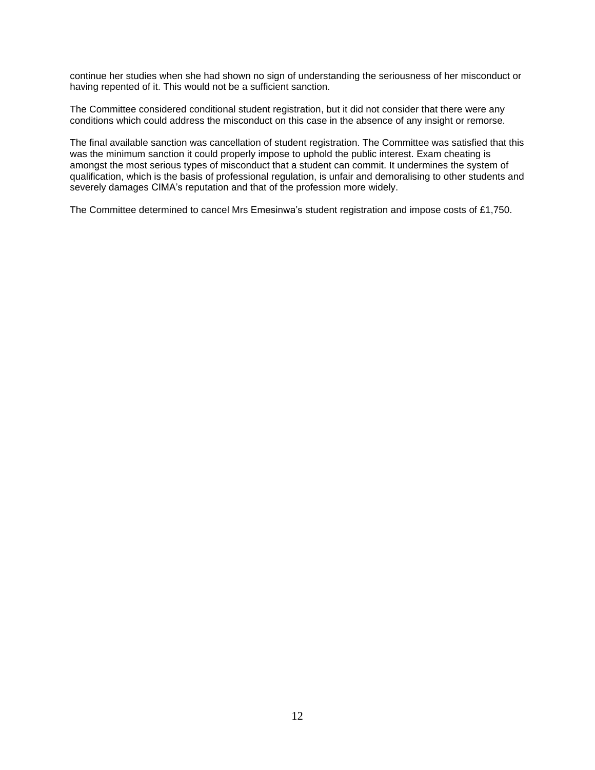continue her studies when she had shown no sign of understanding the seriousness of her misconduct or having repented of it. This would not be a sufficient sanction.

The Committee considered conditional student registration, but it did not consider that there were any conditions which could address the misconduct on this case in the absence of any insight or remorse.

The final available sanction was cancellation of student registration. The Committee was satisfied that this was the minimum sanction it could properly impose to uphold the public interest. Exam cheating is amongst the most serious types of misconduct that a student can commit. It undermines the system of qualification, which is the basis of professional regulation, is unfair and demoralising to other students and severely damages CIMA's reputation and that of the profession more widely.

The Committee determined to cancel Mrs Emesinwa's student registration and impose costs of £1,750.